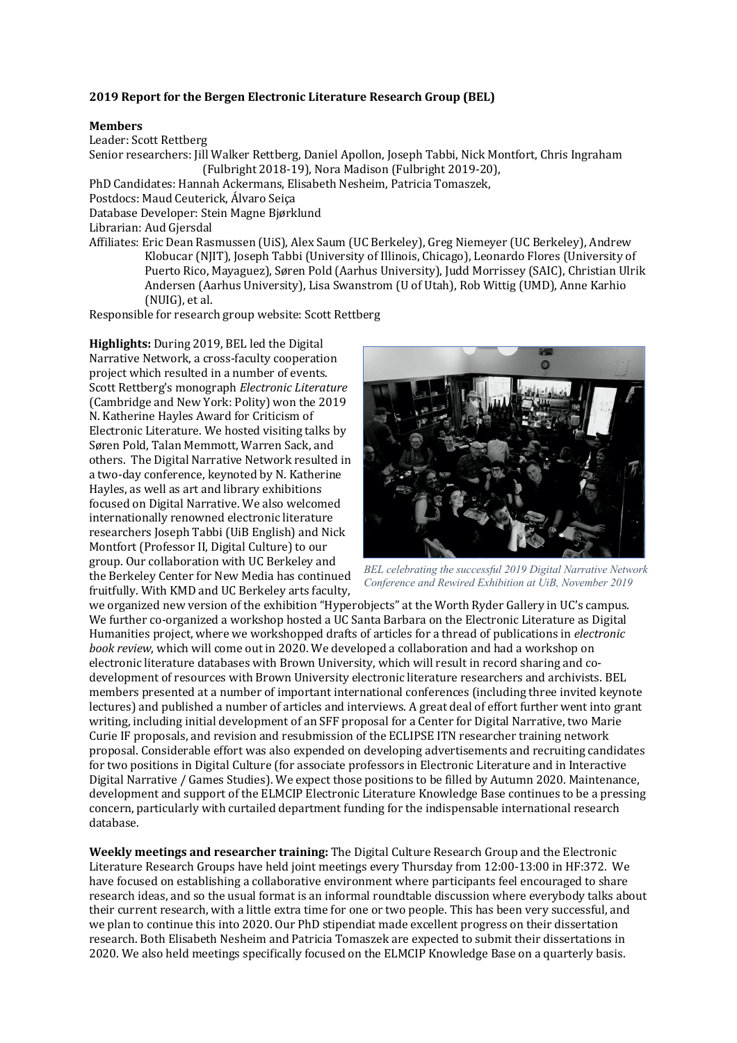**2019 Report for the Bergen Electronic Literature Research Group (BEL)**

**Members**

Leader: Scott Rettberg

Senior researchers: Jill Walker Rettberg, Daniel Apollon, Joseph Tabbi, Nick Montfort, Chris Ingraham (Fulbright 2018-19), Nora Madison (Fulbright 2019-20),

PhD Candidates: Hannah Ackermans, Elisabeth Nesheim, Patricia Tomaszek,

Postdocs: Maud Ceuterick, Álvaro Seiça

Database Developer: Stein Magne Bjørklund

Librarian: Aud Gjersdal

Affiliates: Eric Dean Rasmussen (UiS), Alex Saum (UC Berkeley), Greg Niemeyer (UC Berkeley), Andrew Klobucar (NJIT), Joseph Tabbi (University of Illinois, Chicago), Leonardo Flores (University of Puerto Rico, Mayaguez), Søren Pold (Aarhus University), Judd Morrissey (SAIC), Christian Ulrik Andersen (Aarhus University), Lisa Swanstrom (U of Utah), Rob Wittig (UMD), Anne Karhio (NUIG), et al.

Responsible for research group website: Scott Rettberg

**Highlights:** During 2019, BEL led the Digital Narrative Network, a cross-faculty cooperation project which resulted in a number of events. Scott Rettberg's monograph *Electronic Literature* (Cambridge and New York: Polity) won the 2019 N. Katherine Hayles Award for Criticism of Electronic Literature. We hosted visiting talks by Søren Pold, Talan Memmott, Warren Sack, and others. The Digital Narrative Network resulted in a two-day conference, keynoted by N. Katherine Hayles, as well as art and library exhibitions focused on Digital Narrative. We also welcomed internationally renowned electronic literature researchers Joseph Tabbi (UiB English) and Nick Montfort (Professor II, Digital Culture) to our group. Our collaboration with UC Berkeley and the Berkeley Center for New Media has continued fruitfully. With KMD and UC Berkeley arts faculty, we organized new version of the exhibition "Hyperobjects" at the Worth Ryder Gallery in UC's campus. We further co-organized a workshop hosted a UC Santa Barbara on the Electronic Literature as Digital Humanities project, where we workshopped drafts of articles for a thread of publications in *electronic book review*, which will come out in 2020. We developed a collaboration and had a workshop on electronic literature databases with Brown University, which will result in record sharing and co-development of resources with Brown University electronic literature researchers and archivists. BEL members presented at a number of important international conferences (including three invited keynote lectures) and published a number of articles and interviews. A great deal of effort further went into grant writing, including initial development of an SFF proposal for a Center for Digital Narrative, two Marie Curie IF proposals, and revision and resubmission of the ECLIPSE ITN researcher training network proposal. Considerable effort was also expended on developing advertisements and recruiting candidates for two positions in Digital Culture (for associate professors in Electronic Literature and in Interactive Digital Narrative / Games Studies). We expect those positions to be filled by Autumn 2020. Maintenance, development and support of the ELMCIP Electronic Literature Knowledge Base continues to be a pressing concern, particularly with curtailed department funding for the indispensable international research database.

*BEL celebrating the successful 2019 Digital Narrative Network Conference and Rewired Exhibition at UiB, November 2019*

**Weekly meetings and researcher training:** The Digital Culture Research Group and the Electronic Literature Research Groups have held joint meetings every Thursday from 12:00-13:00 in HF:372. We have focused on establishing a collaborative environment where participants feel encouraged to share research ideas, and so the usual format is an informal roundtable discussion where everybody talks about their current research, with a little extra time for one or two people. This has been very successful, and we plan to continue this into 2020. Our PhD stipendiat made excellent progress on their dissertation research. Both Elisabeth Nesheim and Patricia Tomaszek are expected to submit their dissertations in 2020. We also held meetings specifically focused on the ELMCIP Knowledge Base on a quarterly basis.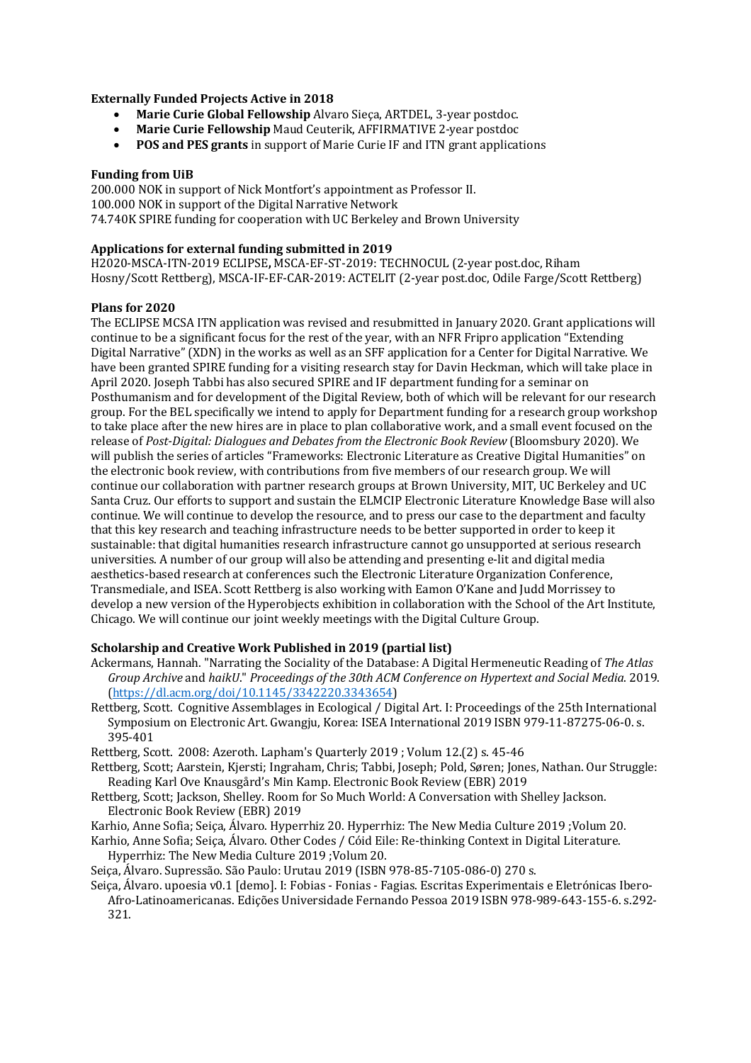**Externally Funded Projects Active in 2018**

- **Marie Curie Global Fellowship** Alvaro Sieça, ARTDEL, 3-year postdoc.
- **Marie Curie Fellowship** Maud Ceuterik, AFFIRMATIVE 2-year postdoc
- **POS and PES grants** in support of Marie Curie IF and ITN grant applications

**Funding from UiB**

200.000 NOK in support of Nick Montfort's appointment as Professor II.
100.000 NOK in support of the Digital Narrative Network
74.740K SPIRE funding for cooperation with UC Berkeley and Brown University

**Applications for external funding submitted in 2019**

H2020-MSCA-ITN-2019 ECLIPSE**,** MSCA-EF-ST-2019: TECHNOCUL (2-year post.doc, Riham Hosny/Scott Rettberg), MSCA-IF-EF-CAR-2019: ACTELIT (2-year post.doc, Odile Farge/Scott Rettberg)

**Plans for 2020**

The ECLIPSE MCSA ITN application was revised and resubmitted in January 2020. Grant applications will continue to be a significant focus for the rest of the year, with an NFR Fripro application "Extending Digital Narrative" (XDN) in the works as well as an SFF application for a Center for Digital Narrative. We have been granted SPIRE funding for a visiting research stay for Davin Heckman, which will take place in April 2020. Joseph Tabbi has also secured SPIRE and IF department funding for a seminar on Posthumanism and for development of the Digital Review, both of which will be relevant for our research group. For the BEL specifically we intend to apply for Department funding for a research group workshop to take place after the new hires are in place to plan collaborative work, and a small event focused on the release of *Post-Digital: Dialogues and Debates from the Electronic Book Review* (Bloomsbury 2020). We will publish the series of articles "Frameworks: Electronic Literature as Creative Digital Humanities" on the electronic book review, with contributions from five members of our research group. We will continue our collaboration with partner research groups at Brown University, MIT, UC Berkeley and UC Santa Cruz. Our efforts to support and sustain the ELMCIP Electronic Literature Knowledge Base will also continue. We will continue to develop the resource, and to press our case to the department and faculty that this key research and teaching infrastructure needs to be better supported in order to keep it sustainable: that digital humanities research infrastructure cannot go unsupported at serious research universities. A number of our group will also be attending and presenting e-lit and digital media aesthetics-based research at conferences such the Electronic Literature Organization Conference, Transmediale, and ISEA. Scott Rettberg is also working with Eamon O'Kane and Judd Morrissey to develop a new version of the Hyperobjects exhibition in collaboration with the School of the Art Institute, Chicago. We will continue our joint weekly meetings with the Digital Culture Group.

**Scholarship and Creative Work Published in 2019 (partial list)**

Ackermans, Hannah. "Narrating the Sociality of the Database: A Digital Hermeneutic Reading of *The Atlas Group Archive* and *haikU*." *Proceedings of the 30th ACM Conference on Hypertext and Social Media*. 2019. (https://dl.acm.org/doi/10.1145/3342220.3343654)

Rettberg, Scott. Cognitive Assemblages in Ecological / Digital Art. I: Proceedings of the 25th International Symposium on Electronic Art. Gwangju, Korea: ISEA International 2019 ISBN 979-11-87275-06-0. s. 395-401

Rettberg, Scott. 2008: Azeroth. Lapham's Quarterly 2019 ; Volum 12.(2) s. 45-46

Rettberg, Scott; Aarstein, Kjersti; Ingraham, Chris; Tabbi, Joseph; Pold, Søren; Jones, Nathan. Our Struggle: Reading Karl Ove Knausgård's Min Kamp. Electronic Book Review (EBR) 2019

Rettberg, Scott; Jackson, Shelley. Room for So Much World: A Conversation with Shelley Jackson. Electronic Book Review (EBR) 2019

Karhio, Anne Sofia; Seiça, Álvaro. Hyperrhiz 20. Hyperrhiz: The New Media Culture 2019 ;Volum 20.

Karhio, Anne Sofia; Seiça, Álvaro. Other Codes / Cóid Eile: Re-thinking Context in Digital Literature. Hyperrhiz: The New Media Culture 2019 ;Volum 20.

Seiça, Álvaro. Supressão. São Paulo: Urutau 2019 (ISBN 978-85-7105-086-0) 270 s.

Seiça, Álvaro. upoesia v0.1 [demo]. I: Fobias - Fonias - Fagias. Escritas Experimentais e Eletrónicas Ibero-Afro-Latinoamericanas. Edições Universidade Fernando Pessoa 2019 ISBN 978-989-643-155-6. s.292-321.